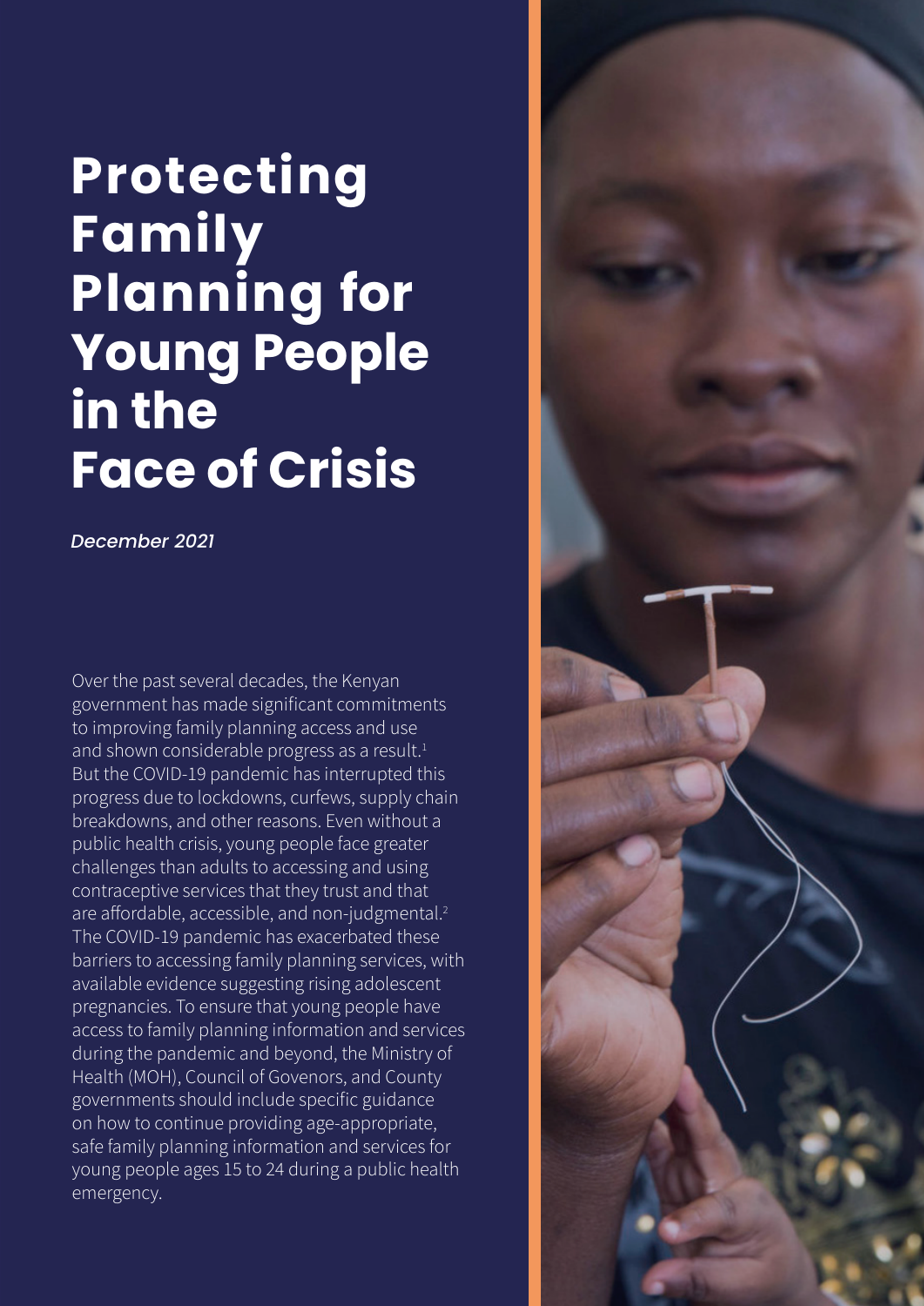# Protecting Family Planning for Young People in the Face of Crisis

*December 2021*

Over the past several decades, the Kenyan government has made significant commitments to improving family planning access and use and shown considerable progress as a result.[1] But the COVID-19 pandemic has interrupted this progress due to lockdowns, curfews, supply chain breakdowns, and other reasons. Even without a public health crisis, young people face greater challenges than adults to accessing and using contraceptive services that they trust and that are affordable, accessible, and non-judgmental.[2] The COVID-19 pandemic has exacerbated these barriers to accessing family planning services, with available evidence suggesting rising adolescent pregnancies. To ensure that young people have access to family planning information and services during the pandemic and beyond, the Ministry of Health (MOH), Council of Govenors, and County governments should include specific guidance on how to continue providing age-appropriate, safe family planning information and services for young people ages 15 to 24 during a public health emergency.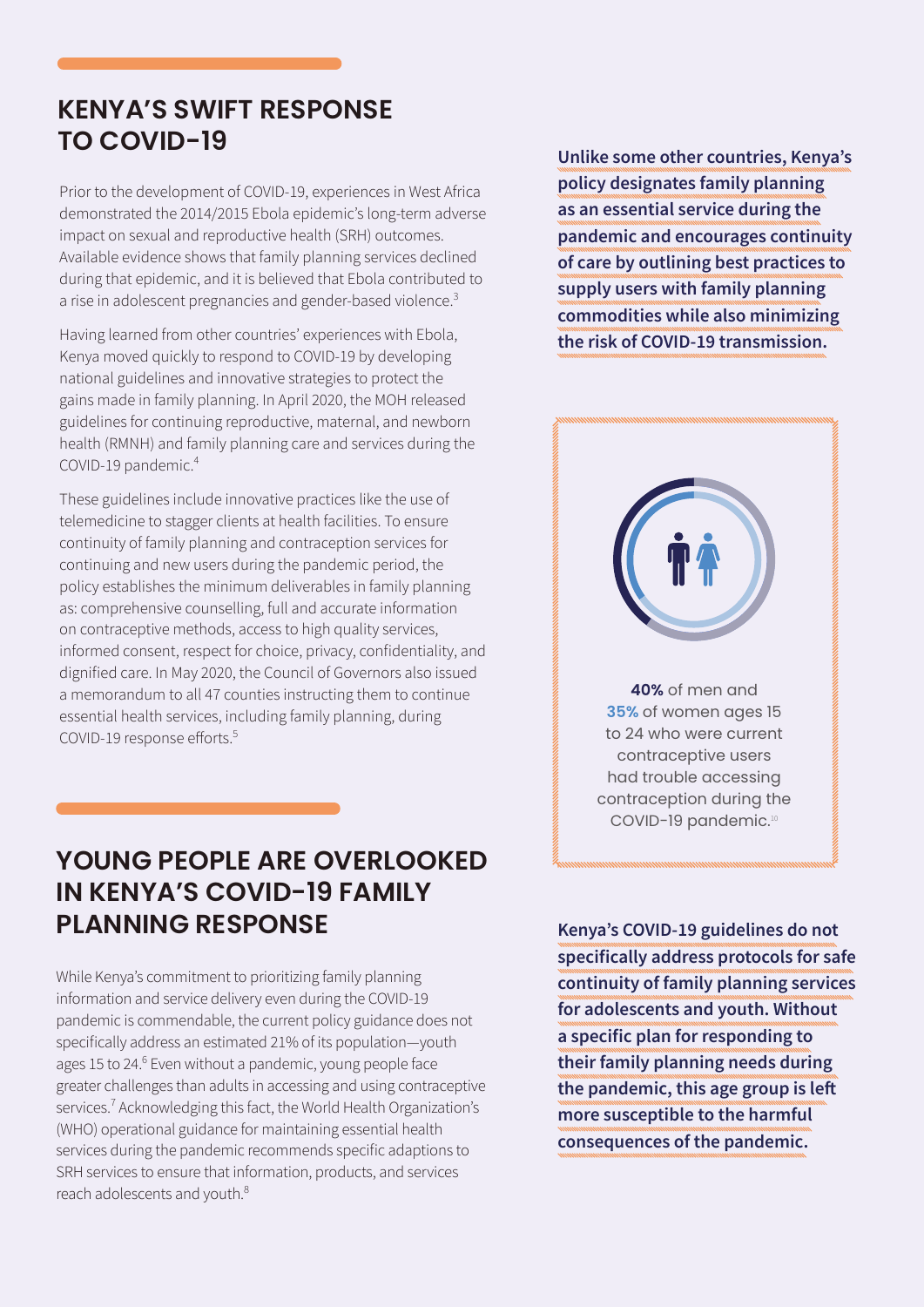## KENYA'S SWIFT RESPONSE TO COVID-19

Prior to the development of COVID-19, experiences in West Africa demonstrated the 2014/2015 Ebola epidemic's long-term adverse impact on sexual and reproductive health (SRH) outcomes. Available evidence shows that family planning services declined during that epidemic, and it is believed that Ebola contributed to a rise in adolescent pregnancies and gender-based violence.[3]

Having learned from other countries' experiences with Ebola, Kenya moved quickly to respond to COVID-19 by developing national guidelines and innovative strategies to protect the gains made in family planning. In April 2020, the MOH released guidelines for continuing reproductive, maternal, and newborn health (RMNH) and family planning care and services during the COVID-19 pandemic.[4]

These guidelines include innovative practices like the use of telemedicine to stagger clients at health facilities. To ensure continuity of family planning and contraception services for continuing and new users during the pandemic period, the policy establishes the minimum deliverables in family planning as: comprehensive counselling, full and accurate information on contraceptive methods, access to high quality services, informed consent, respect for choice, privacy, confidentiality, and dignified care. In May 2020, the Council of Governors also issued a memorandum to all 47 counties instructing them to continue essential health services, including family planning, during COVID-19 response efforts.[5]

**Unlike some other countries, Kenya's policy designates family planning as an essential service during the pandemic and encourages continuity of care by outlining best practices to supply users with family planning commodities while also minimizing the risk of COVID-19 transmission.**

**40%** of men and **35%** of women ages 15 to 24 who were current contraceptive users had trouble accessing contraception during the COVID-19 pandemic.[10]

## YOUNG PEOPLE ARE OVERLOOKED IN KENYA'S COVID-19 FAMILY PLANNING RESPONSE

While Kenya's commitment to prioritizing family planning information and service delivery even during the COVID-19 pandemic is commendable, the current policy guidance does not specifically address an estimated 21% of its population—youth ages 15 to 24.[6] Even without a pandemic, young people face greater challenges than adults in accessing and using contraceptive services.[7] Acknowledging this fact, the World Health Organization's (WHO) operational guidance for maintaining essential health services during the pandemic recommends specific adaptions to SRH services to ensure that information, products, and services reach adolescents and youth.[8]

**Kenya's COVID-19 guidelines do not specifically address protocols for safe continuity of family planning services for adolescents and youth. Without a specific plan for responding to their family planning needs during the pandemic, this age group is left more susceptible to the harmful consequences of the pandemic.**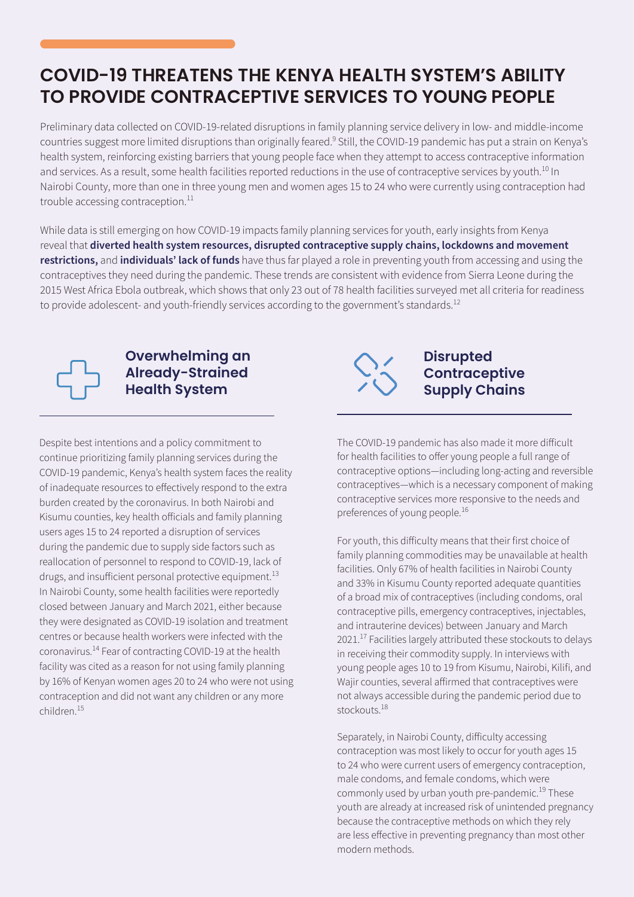# COVID-19 THREATENS THE KENYA HEALTH SYSTEM'S ABILITY TO PROVIDE CONTRACEPTIVE SERVICES TO YOUNG PEOPLE

Preliminary data collected on COVID-19-related disruptions in family planning service delivery in low- and middle-income countries suggest more limited disruptions than originally feared.[9] Still, the COVID-19 pandemic has put a strain on Kenya's health system, reinforcing existing barriers that young people face when they attempt to access contraceptive information and services. As a result, some health facilities reported reductions in the use of contraceptive services by youth.[10] In Nairobi County, more than one in three young men and women ages 15 to 24 who were currently using contraception had trouble accessing contraception.[11]

While data is still emerging on how COVID-19 impacts family planning services for youth, early insights from Kenya reveal that **diverted health system resources, disrupted contraceptive supply chains, lockdowns and movement restrictions,** and **individuals' lack of funds** have thus far played a role in preventing youth from accessing and using the contraceptives they need during the pandemic. These trends are consistent with evidence from Sierra Leone during the 2015 West Africa Ebola outbreak, which shows that only 23 out of 78 health facilities surveyed met all criteria for readiness to provide adolescent- and youth-friendly services according to the government's standards.[12]

## Overwhelming an Already-Strained Health System

Despite best intentions and a policy commitment to continue prioritizing family planning services during the COVID-19 pandemic, Kenya's health system faces the reality of inadequate resources to effectively respond to the extra burden created by the coronavirus. In both Nairobi and Kisumu counties, key health officials and family planning users ages 15 to 24 reported a disruption of services during the pandemic due to supply side factors such as reallocation of personnel to respond to COVID-19, lack of drugs, and insufficient personal protective equipment.[13] In Nairobi County, some health facilities were reportedly closed between January and March 2021, either because they were designated as COVID-19 isolation and treatment centres or because health workers were infected with the coronavirus.[14] Fear of contracting COVID-19 at the health facility was cited as a reason for not using family planning by 16% of Kenyan women ages 20 to 24 who were not using contraception and did not want any children or any more children.[15]

## Disrupted Contraceptive Supply Chains

The COVID-19 pandemic has also made it more difficult for health facilities to offer young people a full range of contraceptive options—including long-acting and reversible contraceptives—which is a necessary component of making contraceptive services more responsive to the needs and preferences of young people.[16]

For youth, this difficulty means that their first choice of family planning commodities may be unavailable at health facilities. Only 67% of health facilities in Nairobi County and 33% in Kisumu County reported adequate quantities of a broad mix of contraceptives (including condoms, oral contraceptive pills, emergency contraceptives, injectables, and intrauterine devices) between January and March 2021.[17] Facilities largely attributed these stockouts to delays in receiving their commodity supply. In interviews with young people ages 10 to 19 from Kisumu, Nairobi, Kilifi, and Wajir counties, several affirmed that contraceptives were not always accessible during the pandemic period due to stockouts.[18]

Separately, in Nairobi County, difficulty accessing contraception was most likely to occur for youth ages 15 to 24 who were current users of emergency contraception, male condoms, and female condoms, which were commonly used by urban youth pre-pandemic.[19] These youth are already at increased risk of unintended pregnancy because the contraceptive methods on which they rely are less effective in preventing pregnancy than most other modern methods.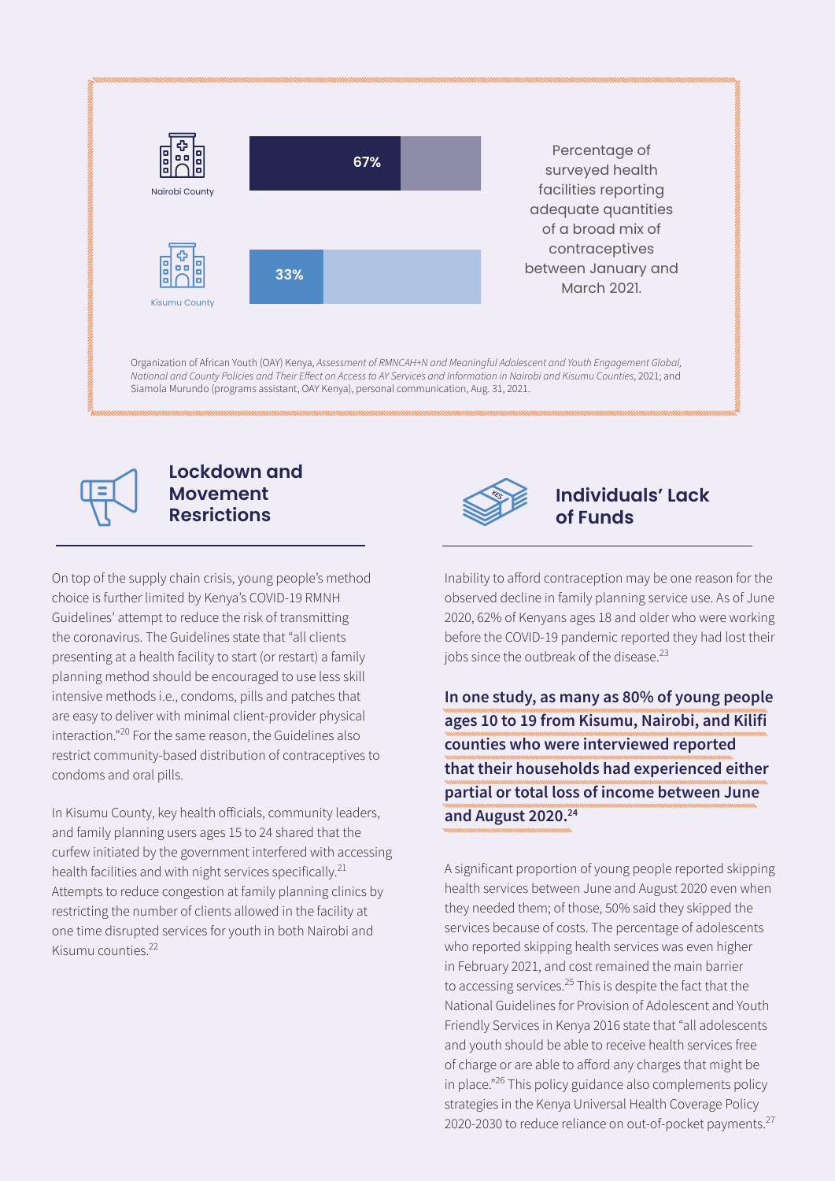Nairobi County

67%

Kisumu County

33%

Percentage of surveyed health facilities reporting adequate quantities of a broad mix of contraceptives between January and March 2021.

Organization of African Youth (OAY) Kenya, *Assessment of RMNCAH+N and Meaningful Adolescent and Youth Engagement Global, National and County Policies and Their Effect on Access to AY Services and Information in Nairobi and Kisumu Counties*, 2021; and Siamola Murundo (programs assistant, OAY Kenya), personal communication, Aug. 31, 2021.

## Lockdown and Movement Resrictions

On top of the supply chain crisis, young people's method choice is further limited by Kenya's COVID-19 RMNH Guidelines' attempt to reduce the risk of transmitting the coronavirus. The Guidelines state that "all clients presenting at a health facility to start (or restart) a family planning method should be encouraged to use less skill intensive methods i.e., condoms, pills and patches that are easy to deliver with minimal client-provider physical interaction."[20] For the same reason, the Guidelines also restrict community-based distribution of contraceptives to condoms and oral pills.

In Kisumu County, key health officials, community leaders, and family planning users ages 15 to 24 shared that the curfew initiated by the government interfered with accessing health facilities and with night services specifically.[21] Attempts to reduce congestion at family planning clinics by restricting the number of clients allowed in the facility at one time disrupted services for youth in both Nairobi and Kisumu counties.[22]

## Individuals' Lack of Funds

Inability to afford contraception may be one reason for the observed decline in family planning service use. As of June 2020, 62% of Kenyans ages 18 and older who were working before the COVID-19 pandemic reported they had lost their jobs since the outbreak of the disease.[23]

**In one study, as many as 80% of young people ages 10 to 19 from Kisumu, Nairobi, and Kilifi counties who were interviewed reported that their households had experienced either partial or total loss of income between June and August 2020.[24]**

A significant proportion of young people reported skipping health services between June and August 2020 even when they needed them; of those, 50% said they skipped the services because of costs. The percentage of adolescents who reported skipping health services was even higher in February 2021, and cost remained the main barrier to accessing services.[25] This is despite the fact that the National Guidelines for Provision of Adolescent and Youth Friendly Services in Kenya 2016 state that "all adolescents and youth should be able to receive health services free of charge or are able to afford any charges that might be in place."[26] This policy guidance also complements policy strategies in the Kenya Universal Health Coverage Policy 2020-2030 to reduce reliance on out-of-pocket payments.[27]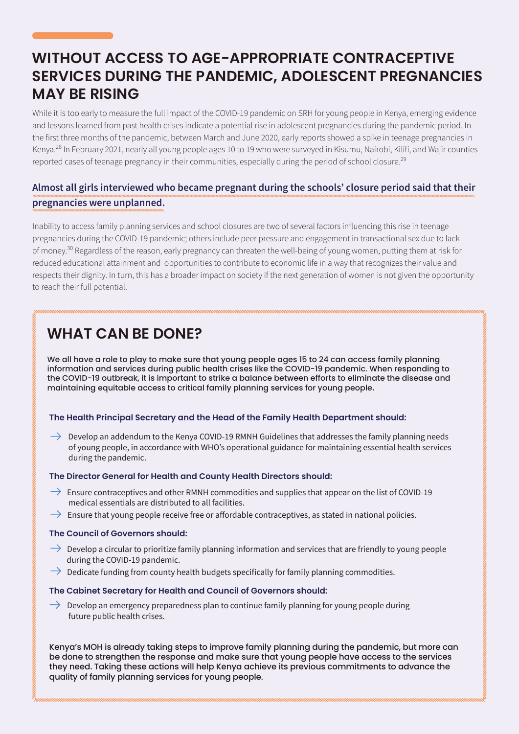## WITHOUT ACCESS TO AGE-APPROPRIATE CONTRACEPTIVE SERVICES DURING THE PANDEMIC, ADOLESCENT PREGNANCIES MAY BE RISING

While it is too early to measure the full impact of the COVID-19 pandemic on SRH for young people in Kenya, emerging evidence and lessons learned from past health crises indicate a potential rise in adolescent pregnancies during the pandemic period. In the first three months of the pandemic, between March and June 2020, early reports showed a spike in teenage pregnancies in Kenya.[28] In February 2021, nearly all young people ages 10 to 19 who were surveyed in Kisumu, Nairobi, Kilifi, and Wajir counties reported cases of teenage pregnancy in their communities, especially during the period of school closure.[29]

**Almost all girls interviewed who became pregnant during the schools' closure period said that their pregnancies were unplanned.**

Inability to access family planning services and school closures are two of several factors influencing this rise in teenage pregnancies during the COVID-19 pandemic; others include peer pressure and engagement in transactional sex due to lack of money.[30] Regardless of the reason, early pregnancy can threaten the well-being of young women, putting them at risk for reduced educational attainment and opportunities to contribute to economic life in a way that recognizes their value and respects their dignity. In turn, this has a broader impact on society if the next generation of women is not given the opportunity to reach their full potential.

## WHAT CAN BE DONE?

**We all have a role to play to make sure that young people ages 15 to 24 can access family planning information and services during public health crises like the COVID-19 pandemic. When responding to the COVID-19 outbreak, it is important to strike a balance between efforts to eliminate the disease and maintaining equitable access to critical family planning services for young people.**

### The Health Principal Secretary and the Head of the Family Health Department should:

- Develop an addendum to the Kenya COVID-19 RMNH Guidelines that addresses the family planning needs of young people, in accordance with WHO's operational guidance for maintaining essential health services during the pandemic.

### The Director General for Health and County Health Directors should:

- Ensure contraceptives and other RMNH commodities and supplies that appear on the list of COVID-19 medical essentials are distributed to all facilities.
- Ensure that young people receive free or affordable contraceptives, as stated in national policies.

### The Council of Governors should:

- Develop a circular to prioritize family planning information and services that are friendly to young people during the COVID-19 pandemic.
- Dedicate funding from county health budgets specifically for family planning commodities.

### The Cabinet Secretary for Health and Council of Governors should:

- Develop an emergency preparedness plan to continue family planning for young people during future public health crises.

**Kenya's MOH is already taking steps to improve family planning during the pandemic, but more can be done to strengthen the response and make sure that young people have access to the services they need. Taking these actions will help Kenya achieve its previous commitments to advance the quality of family planning services for young people.**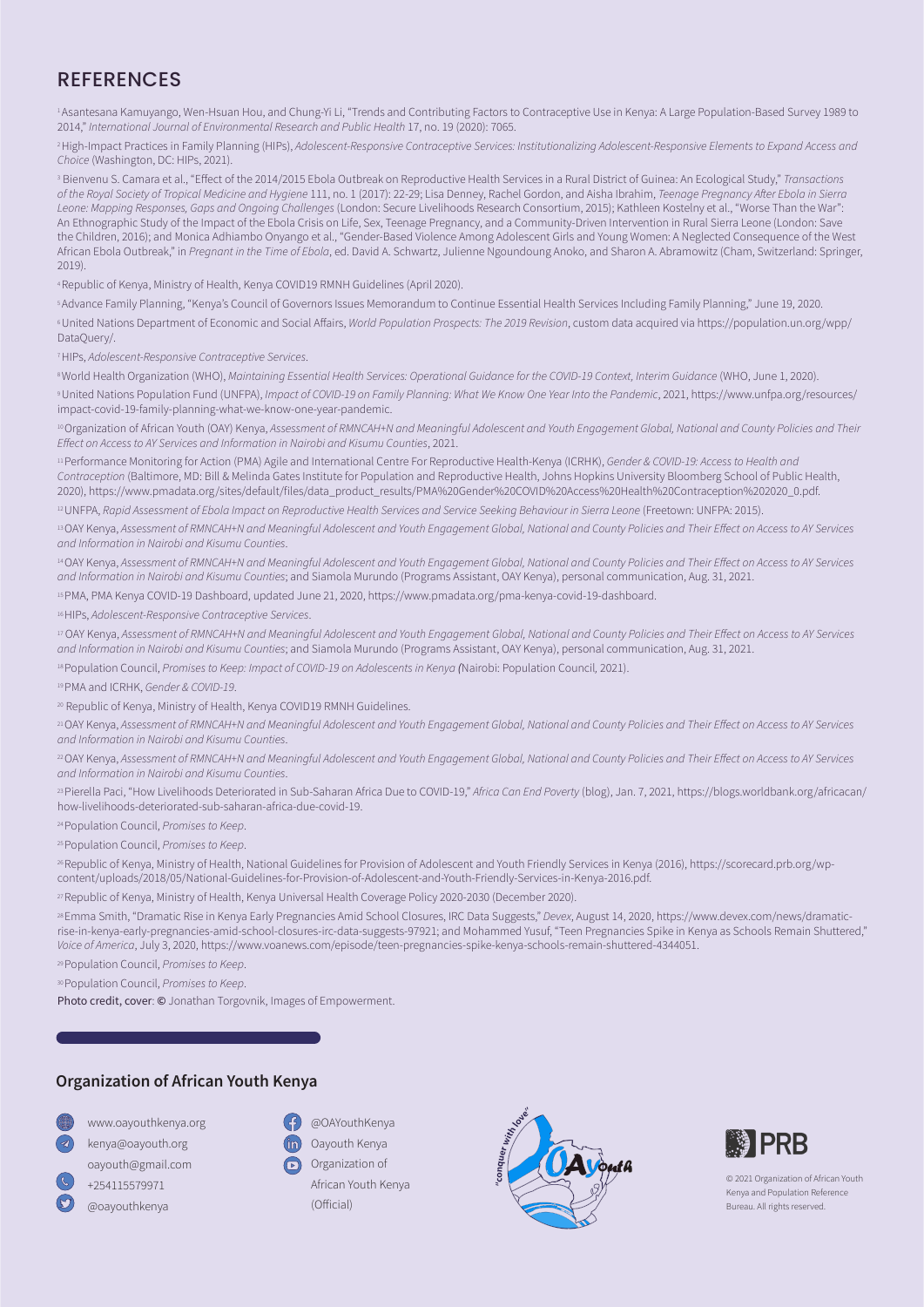## REFERENCES

[1] Asantesana Kamuyango, Wen-Hsuan Hou, and Chung-Yi Li, "Trends and Contributing Factors to Contraceptive Use in Kenya: A Large Population-Based Survey 1989 to 2014," *International Journal of Environmental Research and Public Health* 17, no. 19 (2020): 7065.

[2] High-Impact Practices in Family Planning (HIPs), *Adolescent-Responsive Contraceptive Services: Institutionalizing Adolescent-Responsive Elements to Expand Access and Choice* (Washington, DC: HIPs, 2021).

[3] Bienvenu S. Camara et al., "Effect of the 2014/2015 Ebola Outbreak on Reproductive Health Services in a Rural District of Guinea: An Ecological Study," *Transactions of the Royal Society of Tropical Medicine and Hygiene* 111, no. 1 (2017): 22-29; Lisa Denney, Rachel Gordon, and Aisha Ibrahim, *Teenage Pregnancy After Ebola in Sierra Leone: Mapping Responses, Gaps and Ongoing Challenges* (London: Secure Livelihoods Research Consortium, 2015); Kathleen Kostelny et al., "Worse Than the War": An Ethnographic Study of the Impact of the Ebola Crisis on Life, Sex, Teenage Pregnancy, and a Community-Driven Intervention in Rural Sierra Leone (London: Save the Children, 2016); and Monica Adhiambo Onyango et al., "Gender-Based Violence Among Adolescent Girls and Young Women: A Neglected Consequence of the West African Ebola Outbreak," in *Pregnant in the Time of Ebola*, ed. David A. Schwartz, Julienne Ngoundoung Anoko, and Sharon A. Abramowitz (Cham, Switzerland: Springer, 2019).

[4] Republic of Kenya, Ministry of Health, Kenya COVID19 RMNH Guidelines (April 2020).

[5] Advance Family Planning, "Kenya's Council of Governors Issues Memorandum to Continue Essential Health Services Including Family Planning," June 19, 2020.

[6] United Nations Department of Economic and Social Affairs, *World Population Prospects: The 2019 Revision*, custom data acquired via https://population.un.org/wpp/DataQuery/.

[7] HIPs, *Adolescent-Responsive Contraceptive Services*.

[8] World Health Organization (WHO), *Maintaining Essential Health Services: Operational Guidance for the COVID-19 Context, Interim Guidance* (WHO, June 1, 2020).

[9] United Nations Population Fund (UNFPA), *Impact of COVID-19 on Family Planning: What We Know One Year Into the Pandemic*, 2021, https://www.unfpa.org/resources/impact-covid-19-family-planning-what-we-know-one-year-pandemic.

[10] Organization of African Youth (OAY) Kenya, *Assessment of RMNCAH+N and Meaningful Adolescent and Youth Engagement Global, National and County Policies and Their Effect on Access to AY Services and Information in Nairobi and Kisumu Counties*, 2021.

[11] Performance Monitoring for Action (PMA) Agile and International Centre For Reproductive Health-Kenya (ICRHK), *Gender & COVID-19: Access to Health and Contraception* (Baltimore, MD: Bill & Melinda Gates Institute for Population and Reproductive Health, Johns Hopkins University Bloomberg School of Public Health, 2020), https://www.pmadata.org/sites/default/files/data_product_results/PMA%20Gender%20COVID%20Access%20Health%20Contraception%202020_0.pdf.

[12] UNFPA, *Rapid Assessment of Ebola Impact on Reproductive Health Services and Service Seeking Behaviour in Sierra Leone* (Freetown: UNFPA: 2015).

[13] OAY Kenya, *Assessment of RMNCAH+N and Meaningful Adolescent and Youth Engagement Global, National and County Policies and Their Effect on Access to AY Services and Information in Nairobi and Kisumu Counties*.

[14] OAY Kenya, *Assessment of RMNCAH+N and Meaningful Adolescent and Youth Engagement Global, National and County Policies and Their Effect on Access to AY Services and Information in Nairobi and Kisumu Counties*; and Siamola Murundo (Programs Assistant, OAY Kenya), personal communication, Aug. 31, 2021.

[15] PMA, PMA Kenya COVID-19 Dashboard, updated June 21, 2020, https://www.pmadata.org/pma-kenya-covid-19-dashboard.

[16] HIPs, *Adolescent-Responsive Contraceptive Services*.

[17] OAY Kenya, *Assessment of RMNCAH+N and Meaningful Adolescent and Youth Engagement Global, National and County Policies and Their Effect on Access to AY Services and Information in Nairobi and Kisumu Counties*; and Siamola Murundo (Programs Assistant, OAY Kenya), personal communication, Aug. 31, 2021.

[18] Population Council, *Promises to Keep: Impact of COVID-19 on Adolescents in Kenya (*Nairobi: Population Council, 2021).

[19] PMA and ICRHK, *Gender & COVID-19*.

[20] Republic of Kenya, Ministry of Health, Kenya COVID19 RMNH Guidelines.

[21] OAY Kenya, *Assessment of RMNCAH+N and Meaningful Adolescent and Youth Engagement Global, National and County Policies and Their Effect on Access to AY Services and Information in Nairobi and Kisumu Counties*.

[22] OAY Kenya, *Assessment of RMNCAH+N and Meaningful Adolescent and Youth Engagement Global, National and County Policies and Their Effect on Access to AY Services and Information in Nairobi and Kisumu Counties*.

[23] Pierella Paci, "How Livelihoods Deteriorated in Sub-Saharan Africa Due to COVID-19," *Africa Can End Poverty* (blog), Jan. 7, 2021, https://blogs.worldbank.org/africacan/how-livelihoods-deteriorated-sub-saharan-africa-due-covid-19.

[24] Population Council, *Promises to Keep*.

[25] Population Council, *Promises to Keep*.

[26] Republic of Kenya, Ministry of Health, National Guidelines for Provision of Adolescent and Youth Friendly Services in Kenya (2016), https://scorecard.prb.org/wp-content/uploads/2018/05/National-Guidelines-for-Provision-of-Adolescent-and-Youth-Friendly-Services-in-Kenya-2016.pdf.

[27] Republic of Kenya, Ministry of Health, Kenya Universal Health Coverage Policy 2020-2030 (December 2020).

[28] Emma Smith, "Dramatic Rise in Kenya Early Pregnancies Amid School Closures, IRC Data Suggests," *Devex*, August 14, 2020, https://www.devex.com/news/dramatic-rise-in-kenya-early-pregnancies-amid-school-closures-irc-data-suggests-97921; and Mohammed Yusuf, "Teen Pregnancies Spike in Kenya as Schools Remain Shuttered," *Voice of America*, July 3, 2020, https://www.voanews.com/episode/teen-pregnancies-spike-kenya-schools-remain-shuttered-4344051.

[29] Population Council, *Promises to Keep*.

[30] Population Council, *Promises to Keep*.

**Photo credit, cover**: © Jonathan Torgovnik, Images of Empowerment.

### Organization of African Youth Kenya

www.oayouthkenya.org
kenya@oayouth.org
oayouth@gmail.com
+254115579971
@oayouthkenya

@OAYouthKenya
Oayouth Kenya
Organization of African Youth Kenya (Official)

© 2021 Organization of African Youth Kenya and Population Reference Bureau. All rights reserved.